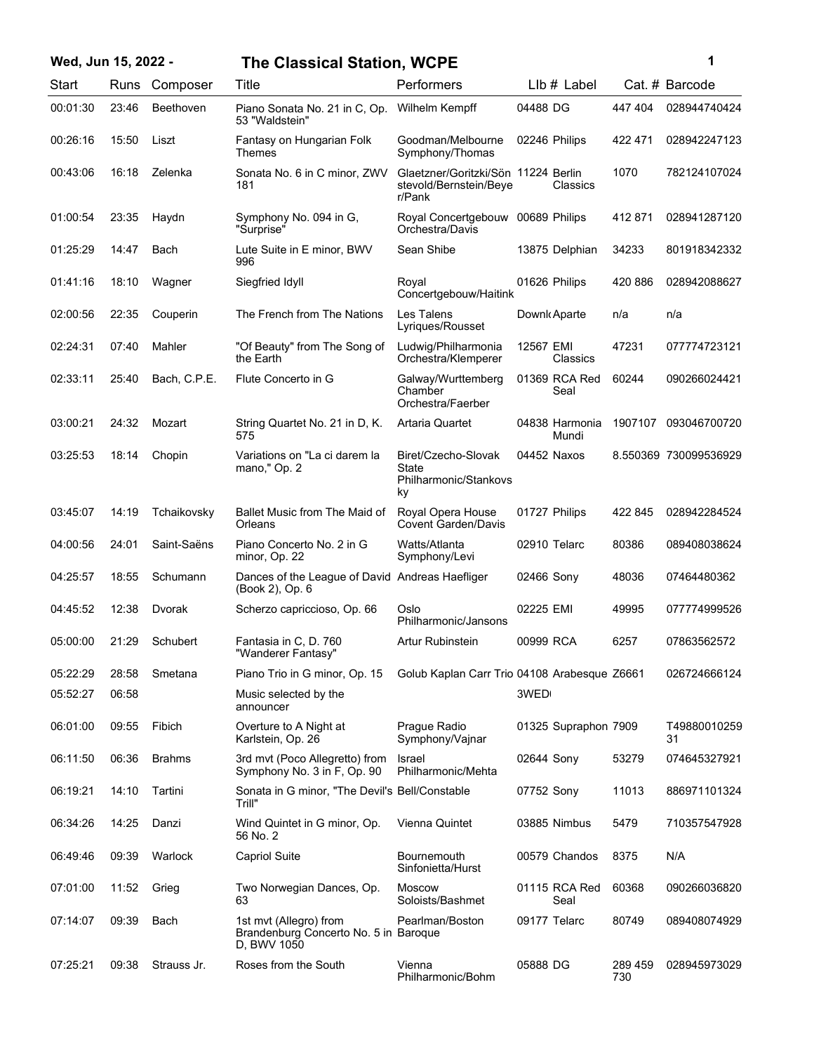# Wed, Jun 15, 2022 - The Classical Station, WCPE

| Start | Runs | Composer | Title | Performers | LIb # | Label | Cat. # | Barcode |
|---|---|---|---|---|---|---|---|---|
| 00:01:30 | 23:46 | Beethoven | Piano Sonata No. 21 in C, Op. 53 "Waldstein" | Wilhelm Kempff | 04488 | DG | 447 404 | 028944740424 |
| 00:26:16 | 15:50 | Liszt | Fantasy on Hungarian Folk Themes | Goodman/Melbourne Symphony/Thomas | 02246 | Philips | 422 471 | 028942247123 |
| 00:43:06 | 16:18 | Zelenka | Sonata No. 6 in C minor, ZWV 181 | Glaetzner/Goritzki/Sönstevold/Bernstein/Beyer/Pank | 11224 | Berlin Classics | 1070 | 782124107024 |
| 01:00:54 | 23:35 | Haydn | Symphony No. 094 in G, "Surprise" | Royal Concertgebouw Orchestra/Davis | 00689 | Philips | 412 871 | 028941287120 |
| 01:25:29 | 14:47 | Bach | Lute Suite in E minor, BWV 996 | Sean Shibe | 13875 | Delphian | 34233 | 801918342332 |
| 01:41:16 | 18:10 | Wagner | Siegfried Idyll | Royal Concertgebouw/Haitink | 01626 | Philips | 420 886 | 028942088627 |
| 02:00:56 | 22:35 | Couperin | The French from The Nations | Les Talens Lyriques/Rousset | Downl | Aparte | n/a | n/a |
| 02:24:31 | 07:40 | Mahler | "Of Beauty" from The Song of the Earth | Ludwig/Philharmonia Orchestra/Klemperer | 12567 | EMI Classics | 47231 | 077774723121 |
| 02:33:11 | 25:40 | Bach, C.P.E. | Flute Concerto in G | Galway/Wurttemberg Chamber Orchestra/Faerber | 01369 | RCA Red Seal | 60244 | 090266024421 |
| 03:00:21 | 24:32 | Mozart | String Quartet No. 21 in D, K. 575 | Artaria Quartet | 04838 | Harmonia Mundi | 1907107 | 093046700720 |
| 03:25:53 | 18:14 | Chopin | Variations on "La ci darem la mano," Op. 2 | Biret/Czecho-Slovak State Philharmonic/Stankovsky | 04452 | Naxos | 8.550369 | 730099536929 |
| 03:45:07 | 14:19 | Tchaikovsky | Ballet Music from The Maid of Orleans | Royal Opera House Covent Garden/Davis | 01727 | Philips | 422 845 | 028942284524 |
| 04:00:56 | 24:01 | Saint-Saëns | Piano Concerto No. 2 in G minor, Op. 22 | Watts/Atlanta Symphony/Levi | 02910 | Telarc | 80386 | 089408038624 |
| 04:25:57 | 18:55 | Schumann | Dances of the League of David (Book 2), Op. 6 | Andreas Haefliger | 02466 | Sony | 48036 | 07464480362 |
| 04:45:52 | 12:38 | Dvorak | Scherzo capriccioso, Op. 66 | Oslo Philharmonic/Jansons | 02225 | EMI | 49995 | 077774999526 |
| 05:00:00 | 21:29 | Schubert | Fantasia in C, D. 760 "Wanderer Fantasy" | Artur Rubinstein | 00999 | RCA | 6257 | 07863562572 |
| 05:22:29 | 28:58 | Smetana | Piano Trio in G minor, Op. 15 | Golub Kaplan Carr Trio | 04108 | Arabesque | Z6661 | 026724666124 |
| 05:52:27 | 06:58 | | Music selected by the announcer | | 3WED | | | |
| 06:01:00 | 09:55 | Fibich | Overture to A Night at Karlstein, Op. 26 | Prague Radio Symphony/Vajnar | 01325 | Supraphon | 7909 | T4988001025931 |
| 06:11:50 | 06:36 | Brahms | 3rd mvt (Poco Allegretto) from Symphony No. 3 in F, Op. 90 | Israel Philharmonic/Mehta | 02644 | Sony | 53279 | 074645327921 |
| 06:19:21 | 14:10 | Tartini | Sonata in G minor, "The Devil's Trill" | Bell/Constable | 07752 | Sony | 11013 | 886971101324 |
| 06:34:26 | 14:25 | Danzi | Wind Quintet in G minor, Op. 56 No. 2 | Vienna Quintet | 03885 | Nimbus | 5479 | 710357547928 |
| 06:49:46 | 09:39 | Warlock | Capriol Suite | Bournemouth Sinfonietta/Hurst | 00579 | Chandos | 8375 | N/A |
| 07:01:00 | 11:52 | Grieg | Two Norwegian Dances, Op. 63 | Moscow Soloists/Bashmet | 01115 | RCA Red Seal | 60368 | 090266036820 |
| 07:14:07 | 09:39 | Bach | 1st mvt (Allegro) from Brandenburg Concerto No. 5 in D, BWV 1050 | Pearlman/Boston Baroque | 09177 | Telarc | 80749 | 089408074929 |
| 07:25:21 | 09:38 | Strauss Jr. | Roses from the South | Vienna Philharmonic/Bohm | 05888 | DG | 289 459 730 | 028945973029 |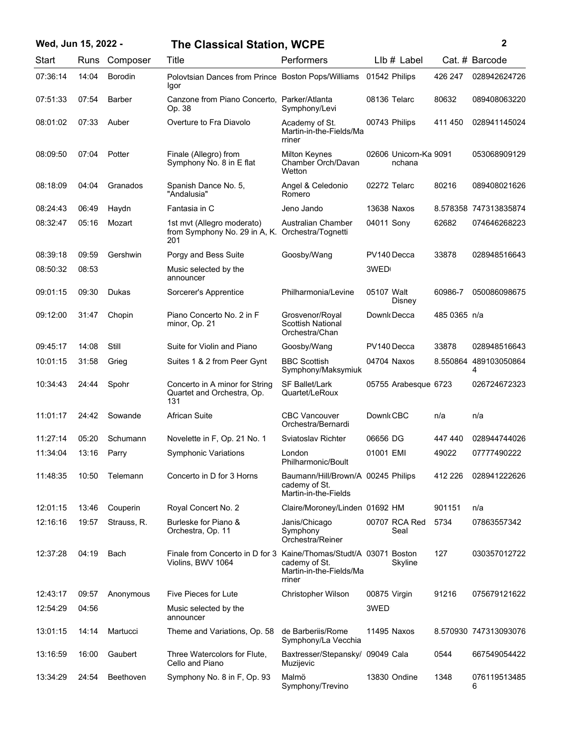# Wed, Jun 15, 2022 - The Classical Station, WCPE

| Start | Runs | Composer | Title | Performers | Llb # | Label | Cat. # | Barcode |
|---|---|---|---|---|---|---|---|---|
| 07:36:14 | 14:04 | Borodin | Polovtsian Dances from Prince Igor | Boston Pops/Williams | 01542 | Philips | 426 247 | 028942624726 |
| 07:51:33 | 07:54 | Barber | Canzone from Piano Concerto, Op. 38 | Parker/Atlanta Symphony/Levi | 08136 | Telarc | 80632 | 089408063220 |
| 08:01:02 | 07:33 | Auber | Overture to Fra Diavolo | Academy of St. Martin-in-the-Fields/Marriner | 00743 | Philips | 411 450 | 028941145024 |
| 08:09:50 | 07:04 | Potter | Finale (Allegro) from Symphony No. 8 in E flat | Milton Keynes Chamber Orch/Davan Wetton | 02606 | Unicorn-Kanchana | 9091 | 053068909129 |
| 08:18:09 | 04:04 | Granados | Spanish Dance No. 5, "Andalusia" | Angel & Celedonio Romero | 02272 | Telarc | 80216 | 089408021626 |
| 08:24:43 | 06:49 | Haydn | Fantasia in C | Jeno Jando | 13638 | Naxos | 8.578358 | 747313835874 |
| 08:32:47 | 05:16 | Mozart | 1st mvt (Allegro moderato) from Symphony No. 29 in A, K. 201 | Australian Chamber Orchestra/Tognetti | 04011 | Sony | 62682 | 074646268223 |
| 08:39:18 | 09:59 | Gershwin | Porgy and Bess Suite | Goosby/Wang | PV140 | Decca | 33878 | 028948516643 |
| 08:50:32 | 08:53 | | Music selected by the announcer | | 3WED | | | |
| 09:01:15 | 09:30 | Dukas | Sorcerer's Apprentice | Philharmonia/Levine | 05107 | Walt Disney | 60986-7 | 050086098675 |
| 09:12:00 | 31:47 | Chopin | Piano Concerto No. 2 in F minor, Op. 21 | Grosvenor/Royal Scottish National Orchestra/Chan | Downl | Decca | 485 0365 | n/a |
| 09:45:17 | 14:08 | Still | Suite for Violin and Piano | Goosby/Wang | PV140 | Decca | 33878 | 028948516643 |
| 10:01:15 | 31:58 | Grieg | Suites 1 & 2 from Peer Gynt | BBC Scottish Symphony/Maksymiuk | 04704 | Naxos | 8.550864 | 4891030508644 |
| 10:34:43 | 24:44 | Spohr | Concerto in A minor for String Quartet and Orchestra, Op. 131 | SF Ballet/Lark Quartet/LeRoux | 05755 | Arabesque | 6723 | 026724672323 |
| 11:01:17 | 24:42 | Sowande | African Suite | CBC Vancouver Orchestra/Bernardi | Downl | CBC | n/a | n/a |
| 11:27:14 | 05:20 | Schumann | Novelette in F, Op. 21 No. 1 | Sviatoslav Richter | 06656 | DG | 447 440 | 028944744026 |
| 11:34:04 | 13:16 | Parry | Symphonic Variations | London Philharmonic/Boult | 01001 | EMI | 49022 | 07777490222 |
| 11:48:35 | 10:50 | Telemann | Concerto in D for 3 Horns | Baumann/Hill/Brown/Academy of St. Martin-in-the-Fields | 00245 | Philips | 412 226 | 028941222626 |
| 12:01:15 | 13:46 | Couperin | Royal Concert No. 2 | Claire/Moroney/Linden | 01692 | HM | 901151 | n/a |
| 12:16:16 | 19:57 | Strauss, R. | Burleske for Piano & Orchestra, Op. 11 | Janis/Chicago Symphony Orchestra/Reiner | 00707 | RCA Red Seal | 5734 | 07863557342 |
| 12:37:28 | 04:19 | Bach | Finale from Concerto in D for 3 Violins, BWV 1064 | Kaine/Thomas/Studt/Academy of St. Martin-in-the-Fields/Marriner | 03071 | Boston Skyline | 127 | 030357012722 |
| 12:43:17 | 09:57 | Anonymous | Five Pieces for Lute | Christopher Wilson | 00875 | Virgin | 91216 | 075679121622 |
| 12:54:29 | 04:56 | | Music selected by the announcer | | 3WED | | | |
| 13:01:15 | 14:14 | Martucci | Theme and Variations, Op. 58 | de Barberiis/Rome Symphony/La Vecchia | 11495 | Naxos | 8.570930 | 747313093076 |
| 13:16:59 | 16:00 | Gaubert | Three Watercolors for Flute, Cello and Piano | Baxtresser/Stepansky/Muzijevic | 09049 | Cala | 0544 | 667549054422 |
| 13:34:29 | 24:54 | Beethoven | Symphony No. 8 in F, Op. 93 | Malmö Symphony/Trevino | 13830 | Ondine | 1348 | 0761195134856 |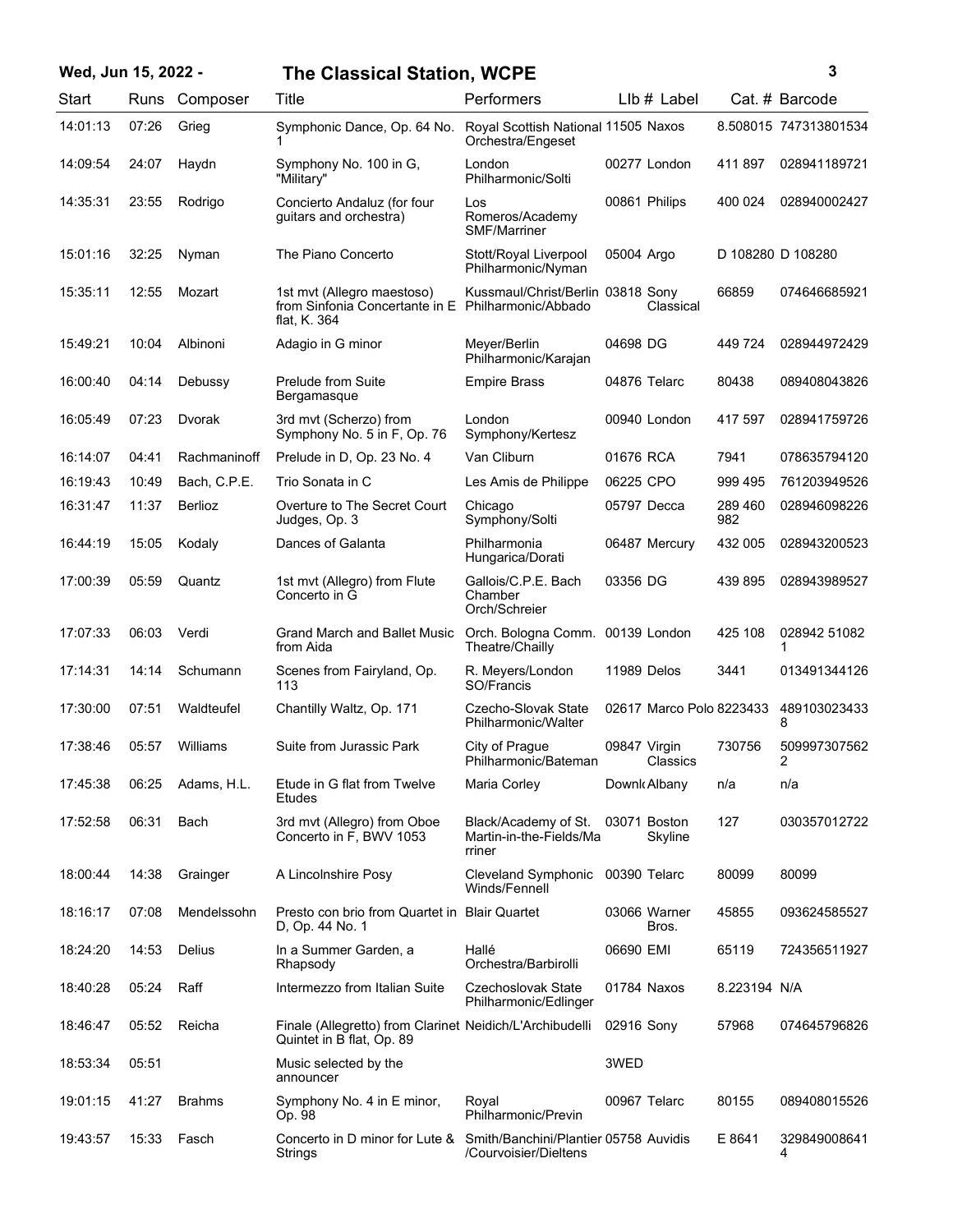| Start | Runs | Composer | Title | Performers | Llb # | Label | Cat. # | Barcode |
|---|---|---|---|---|---|---|---|---|
| 14:01:13 | 07:26 | Grieg | Symphonic Dance, Op. 64 No. 1 | Royal Scottish National Orchestra/Engeset | 11505 | Naxos | 8.508015 | 747313801534 |
| 14:09:54 | 24:07 | Haydn | Symphony No. 100 in G, "Military" | London Philharmonic/Solti | 00277 | London | 411 897 | 028941189721 |
| 14:35:31 | 23:55 | Rodrigo | Concierto Andaluz (for four guitars and orchestra) | Los Romeros/Academy SMF/Marriner | 00861 | Philips | 400 024 | 028940002427 |
| 15:01:16 | 32:25 | Nyman | The Piano Concerto | Stott/Royal Liverpool Philharmonic/Nyman | 05004 | Argo | D 108280 | D 108280 |
| 15:35:11 | 12:55 | Mozart | 1st mvt (Allegro maestoso) from Sinfonia Concertante in E flat, K. 364 | Kussmaul/Christ/Berlin Philharmonic/Abbado | 03818 | Sony Classical | 66859 | 074646685921 |
| 15:49:21 | 10:04 | Albinoni | Adagio in G minor | Meyer/Berlin Philharmonic/Karajan | 04698 | DG | 449 724 | 028944972429 |
| 16:00:40 | 04:14 | Debussy | Prelude from Suite Bergamasque | Empire Brass | 04876 | Telarc | 80438 | 089408043826 |
| 16:05:49 | 07:23 | Dvorak | 3rd mvt (Scherzo) from Symphony No. 5 in F, Op. 76 | London Symphony/Kertesz | 00940 | London | 417 597 | 028941759726 |
| 16:14:07 | 04:41 | Rachmaninoff | Prelude in D, Op. 23 No. 4 | Van Cliburn | 01676 | RCA | 7941 | 078635794120 |
| 16:19:43 | 10:49 | Bach, C.P.E. | Trio Sonata in C | Les Amis de Philippe | 06225 | CPO | 999 495 | 761203949526 |
| 16:31:47 | 11:37 | Berlioz | Overture to The Secret Court Judges, Op. 3 | Chicago Symphony/Solti | 05797 | Decca | 289 460 982 | 028946098226 |
| 16:44:19 | 15:05 | Kodaly | Dances of Galanta | Philharmonia Hungarica/Dorati | 06487 | Mercury | 432 005 | 028943200523 |
| 17:00:39 | 05:59 | Quantz | 1st mvt (Allegro) from Flute Concerto in G | Gallois/C.P.E. Bach Chamber Orch/Schreier | 03356 | DG | 439 895 | 028943989527 |
| 17:07:33 | 06:03 | Verdi | Grand March and Ballet Music from Aida | Orch. Bologna Comm. Theatre/Chailly | 00139 | London | 425 108 | 028942 51082 1 |
| 17:14:31 | 14:14 | Schumann | Scenes from Fairyland, Op. 113 | R. Meyers/London SO/Francis | 11989 | Delos | 3441 | 013491344126 |
| 17:30:00 | 07:51 | Waldteufel | Chantilly Waltz, Op. 171 | Czecho-Slovak State Philharmonic/Walter | 02617 | Marco Polo | 8223433 | 489103023433 8 |
| 17:38:46 | 05:57 | Williams | Suite from Jurassic Park | City of Prague Philharmonic/Bateman | 09847 | Virgin Classics | 730756 | 509997307562 2 |
| 17:45:38 | 06:25 | Adams, H.L. | Etude in G flat from Twelve Etudes | Maria Corley | Downl | Albany | n/a | n/a |
| 17:52:58 | 06:31 | Bach | 3rd mvt (Allegro) from Oboe Concerto in F, BWV 1053 | Black/Academy of St. Martin-in-the-Fields/Marriner | 03071 | Boston Skyline | 127 | 030357012722 |
| 18:00:44 | 14:38 | Grainger | A Lincolnshire Posy | Cleveland Symphonic Winds/Fennell | 00390 | Telarc | 80099 | 80099 |
| 18:16:17 | 07:08 | Mendelssohn | Presto con brio from Quartet in D, Op. 44 No. 1 | Blair Quartet | 03066 | Warner Bros. | 45855 | 093624585527 |
| 18:24:20 | 14:53 | Delius | In a Summer Garden, a Rhapsody | Hallé Orchestra/Barbirolli | 06690 | EMI | 65119 | 724356511927 |
| 18:40:28 | 05:24 | Raff | Intermezzo from Italian Suite | Czechoslovak State Philharmonic/Edlinger | 01784 | Naxos | 8.223194 | N/A |
| 18:46:47 | 05:52 | Reicha | Finale (Allegretto) from Clarinet Quintet in B flat, Op. 89 | Neidich/L'Archibudelli | 02916 | Sony | 57968 | 074645796826 |
| 18:53:34 | 05:51 | | Music selected by the announcer | | 3WED | | | |
| 19:01:15 | 41:27 | Brahms | Symphony No. 4 in E minor, Op. 98 | Royal Philharmonic/Previn | 00967 | Telarc | 80155 | 089408015526 |
| 19:43:57 | 15:33 | Fasch | Concerto in D minor for Lute & Strings | Smith/Banchini/Plantier/Courvoisier/Dieltens | 05758 | Auvidis | E 8641 | 329849008641 4 |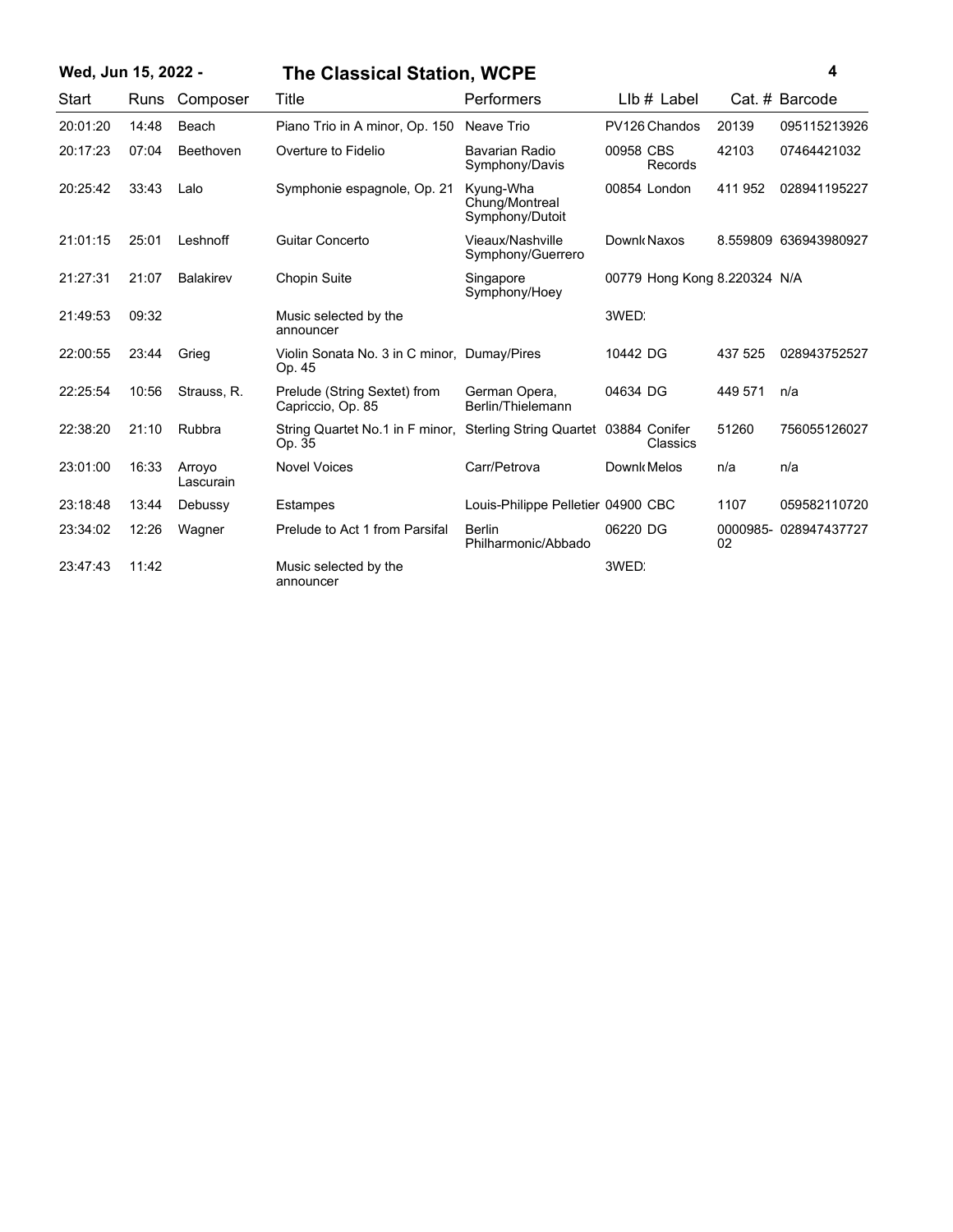| Start | Runs | Composer | Title | Performers | Llb # | Label | Cat. # | Barcode |
|---|---|---|---|---|---|---|---|---|
| 20:01:20 | 14:48 | Beach | Piano Trio in A minor, Op. 150 | Neave Trio | PV126 | Chandos | 20139 | 095115213926 |
| 20:17:23 | 07:04 | Beethoven | Overture to Fidelio | Bavarian Radio Symphony/Davis | 00958 | CBS Records | 42103 | 07464421032 |
| 20:25:42 | 33:43 | Lalo | Symphonie espagnole, Op. 21 | Kyung-Wha Chung/Montreal Symphony/Dutoit | 00854 | London | 411 952 | 028941195227 |
| 21:01:15 | 25:01 | Leshnoff | Guitar Concerto | Vieaux/Nashville Symphony/Guerrero | Downl | Naxos | 8.559809 | 636943980927 |
| 21:27:31 | 21:07 | Balakirev | Chopin Suite | Singapore Symphony/Hoey | 00779 | Hong Kong | 8.220324 | N/A |
| 21:49:53 | 09:32 | | Music selected by the announcer | | 3WED: | | | |
| 22:00:55 | 23:44 | Grieg | Violin Sonata No. 3 in C minor, Op. 45 | Dumay/Pires | 10442 | DG | 437 525 | 028943752527 |
| 22:25:54 | 10:56 | Strauss, R. | Prelude (String Sextet) from Capriccio, Op. 85 | German Opera, Berlin/Thielemann | 04634 | DG | 449 571 | n/a |
| 22:38:20 | 21:10 | Rubbra | String Quartet No.1 in F minor, Op. 35 | Sterling String Quartet | 03884 | Conifer Classics | 51260 | 756055126027 |
| 23:01:00 | 16:33 | Arroyo Lascurain | Novel Voices | Carr/Petrova | Downl | Melos | n/a | n/a |
| 23:18:48 | 13:44 | Debussy | Estampes | Louis-Philippe Pelletier | 04900 | CBC | 1107 | 059582110720 |
| 23:34:02 | 12:26 | Wagner | Prelude to Act 1 from Parsifal | Berlin Philharmonic/Abbado | 06220 | DG | 0000985-02 | 028947437727 |
| 23:47:43 | 11:42 | | Music selected by the announcer | | 3WED: | | | |